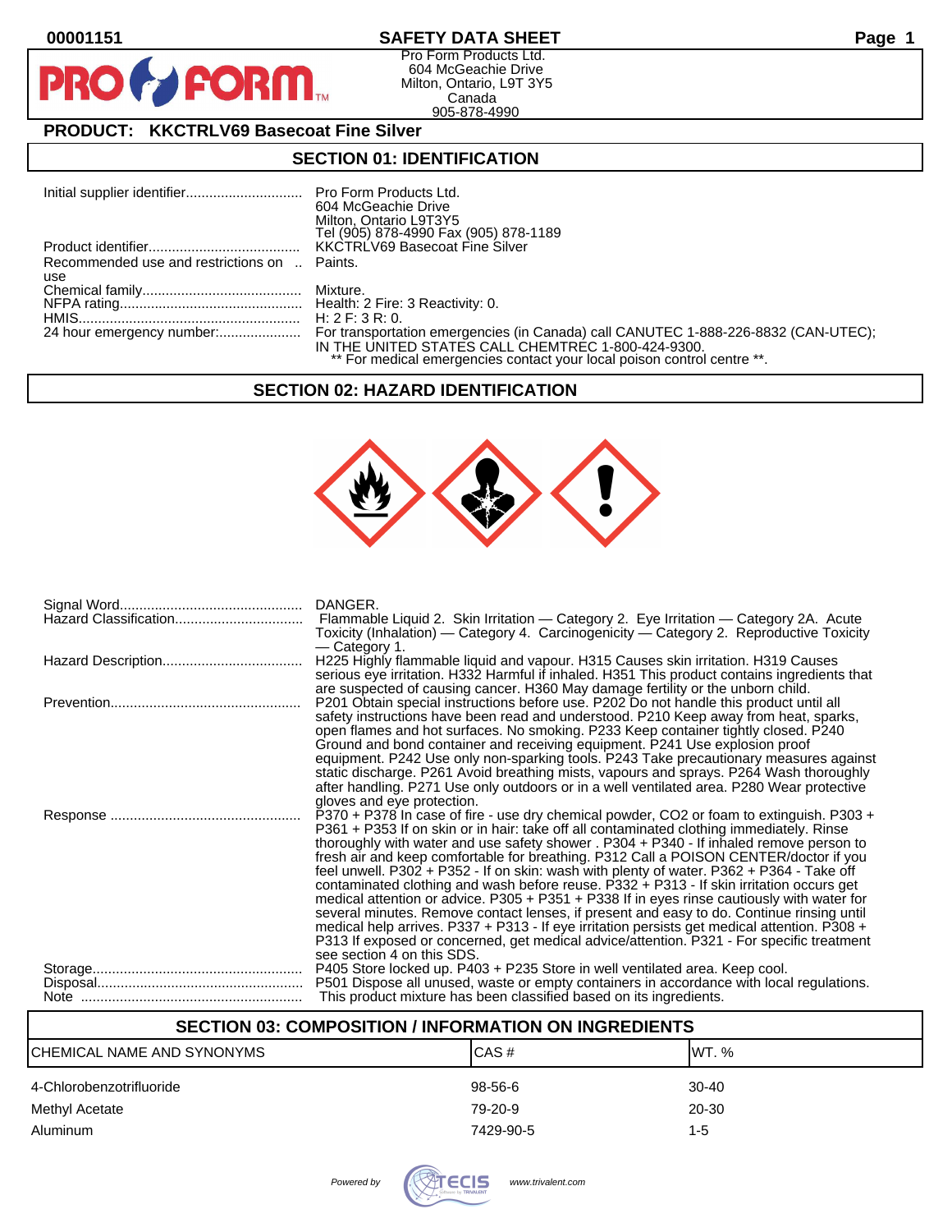00001151

# SAFETY DATA SHEET

Pro Form Products Ltd.
604 McGeachie Drive
Milton, Ontario, L9T 3Y5
Canada
905-878-4990

## PRODUCT: KKCTRLV69 Basecoat Fine Silver

## SECTION 01: IDENTIFICATION

| | |
|---|---|
| Initial supplier identifier | Pro Form Products Ltd.<br>604 McGeachie Drive<br>Milton, Ontario L9T3Y5<br>Tel (905) 878-4990 Fax (905) 878-1189 |
| Product identifier | KKCTRLV69 Basecoat Fine Silver |
| Recommended use and restrictions on use | Paints. |
| Chemical family | Mixture. |
| NFPA rating | Health: 2 Fire: 3 Reactivity: 0. |
| HMIS | H: 2 F: 3 R: 0. |
| 24 hour emergency number: | For transportation emergencies (in Canada) call CANUTEC 1-888-226-8832 (CAN-UTEC); IN THE UNITED STATES CALL CHEMTREC 1-800-424-9300.<br>** For medical emergencies contact your local poison control centre **. |

## SECTION 02: HAZARD IDENTIFICATION

| | |
|---|---|
| Signal Word | DANGER. |
| Hazard Classification | Flammable Liquid 2. Skin Irritation — Category 2. Eye Irritation — Category 2A. Acute Toxicity (Inhalation) — Category 4. Carcinogenicity — Category 2. Reproductive Toxicity — Category 1. |
| Hazard Description | H225 Highly flammable liquid and vapour. H315 Causes skin irritation. H319 Causes serious eye irritation. H332 Harmful if inhaled. H351 This product contains ingredients that are suspected of causing cancer. H360 May damage fertility or the unborn child. |
| Prevention | P201 Obtain special instructions before use. P202 Do not handle this product until all safety instructions have been read and understood. P210 Keep away from heat, sparks, open flames and hot surfaces. No smoking. P233 Keep container tightly closed. P240 Ground and bond container and receiving equipment. P241 Use explosion proof equipment. P242 Use only non-sparking tools. P243 Take precautionary measures against static discharge. P261 Avoid breathing mists, vapours and sprays. P264 Wash thoroughly after handling. P271 Use only outdoors or in a well ventilated area. P280 Wear protective gloves and eye protection. |
| Response | P370 + P378 In case of fire - use dry chemical powder, CO2 or foam to extinguish. P303 + P361 + P353 If on skin or in hair: take off all contaminated clothing immediately. Rinse thoroughly with water and use safety shower . P304 + P340 - If inhaled remove person to fresh air and keep comfortable for breathing. P312 Call a POISON CENTER/doctor if you feel unwell. P302 + P352 - If on skin: wash with plenty of water. P362 + P364 - Take off contaminated clothing and wash before reuse. P332 + P313 - If skin irritation occurs get medical attention or advice. P305 + P351 + P338 If in eyes rinse cautiously with water for several minutes. Remove contact lenses, if present and easy to do. Continue rinsing until medical help arrives. P337 + P313 - If eye irritation persists get medical attention. P308 + P313 If exposed or concerned, get medical advice/attention. P321 - For specific treatment see section 4 on this SDS. |
| Storage | P405 Store locked up. P403 + P235 Store in well ventilated area. Keep cool. |
| Disposal | P501 Dispose all unused, waste or empty containers in accordance with local regulations. |
| Note | This product mixture has been classified based on its ingredients. |

## SECTION 03: COMPOSITION / INFORMATION ON INGREDIENTS

| CHEMICAL NAME AND SYNONYMS | CAS # | WT. % |
|---|---|---|
| 4-Chlorobenzotrifluoride | 98-56-6 | 30-40 |
| Methyl Acetate | 79-20-9 | 20-30 |
| Aluminum | 7429-90-5 | 1-5 |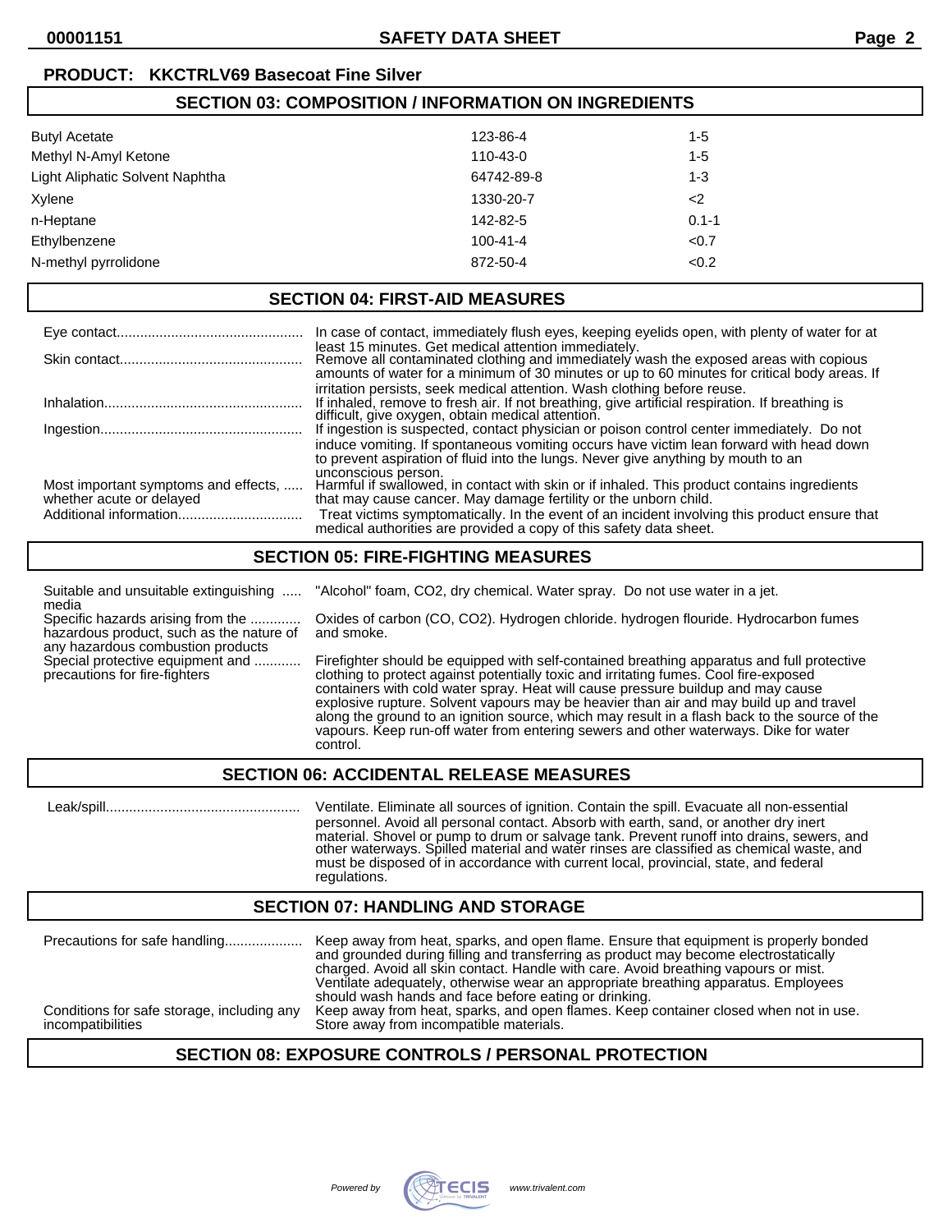**PRODUCT: KKCTRLV69 Basecoat Fine Silver**

## SECTION 03: COMPOSITION / INFORMATION ON INGREDIENTS

| | | |
|---|---|---|
| Butyl Acetate | 123-86-4 | 1-5 |
| Methyl N-Amyl Ketone | 110-43-0 | 1-5 |
| Light Aliphatic Solvent Naphtha | 64742-89-8 | 1-3 |
| Xylene | 1330-20-7 | <2 |
| n-Heptane | 142-82-5 | 0.1-1 |
| Ethylbenzene | 100-41-4 | <0.7 |
| N-methyl pyrrolidone | 872-50-4 | <0.2 |

## SECTION 04: FIRST-AID MEASURES

| | |
|---|---|
| Eye contact | In case of contact, immediately flush eyes, keeping eyelids open, with plenty of water for at least 15 minutes. Get medical attention immediately. |
| Skin contact | Remove all contaminated clothing and immediately wash the exposed areas with copious amounts of water for a minimum of 30 minutes or up to 60 minutes for critical body areas. If irritation persists, seek medical attention. Wash clothing before reuse. |
| Inhalation | If inhaled, remove to fresh air. If not breathing, give artificial respiration. If breathing is difficult, give oxygen, obtain medical attention. |
| Ingestion | If ingestion is suspected, contact physician or poison control center immediately. Do not induce vomiting. If spontaneous vomiting occurs have victim lean forward with head down to prevent aspiration of fluid into the lungs. Never give anything by mouth to an unconscious person. |
| Most important symptoms and effects, whether acute or delayed | Harmful if swallowed, in contact with skin or if inhaled. This product contains ingredients that may cause cancer. May damage fertility or the unborn child. |
| Additional information | Treat victims symptomatically. In the event of an incident involving this product ensure that medical authorities are provided a copy of this safety data sheet. |

## SECTION 05: FIRE-FIGHTING MEASURES

| | |
|---|---|
| Suitable and unsuitable extinguishing media | "Alcohol" foam, $CO_2$, dry chemical. Water spray. Do not use water in a jet. |
| Specific hazards arising from the hazardous product, such as the nature of any hazardous combustion products | Oxides of carbon (CO, $CO_2$). Hydrogen chloride. hydrogen flouride. Hydrocarbon fumes and smoke. |
| Special protective equipment and precautions for fire-fighters | Firefighter should be equipped with self-contained breathing apparatus and full protective clothing to protect against potentially toxic and irritating fumes. Cool fire-exposed containers with cold water spray. Heat will cause pressure buildup and may cause explosive rupture. Solvent vapours may be heavier than air and may build up and travel along the ground to an ignition source, which may result in a flash back to the source of the vapours. Keep run-off water from entering sewers and other waterways. Dike for water control. |

## SECTION 06: ACCIDENTAL RELEASE MEASURES

| | |
|---|---|
| Leak/spill | Ventilate. Eliminate all sources of ignition. Contain the spill. Evacuate all non-essential personnel. Avoid all personal contact. Absorb with earth, sand, or another dry inert material. Shovel or pump to drum or salvage tank. Prevent runoff into drains, sewers, and other waterways. Spilled material and water rinses are classified as chemical waste, and must be disposed of in accordance with current local, provincial, state, and federal regulations. |

## SECTION 07: HANDLING AND STORAGE

| | |
|---|---|
| Precautions for safe handling | Keep away from heat, sparks, and open flame. Ensure that equipment is properly bonded and grounded during filling and transferring as product may become electrostatically charged. Avoid all skin contact. Handle with care. Avoid breathing vapours or mist. Ventilate adequately, otherwise wear an appropriate breathing apparatus. Employees should wash hands and face before eating or drinking. |
| Conditions for safe storage, including any incompatibilities | Keep away from heat, sparks, and open flames. Keep container closed when not in use. Store away from incompatible materials. |

## SECTION 08: EXPOSURE CONTROLS / PERSONAL PROTECTION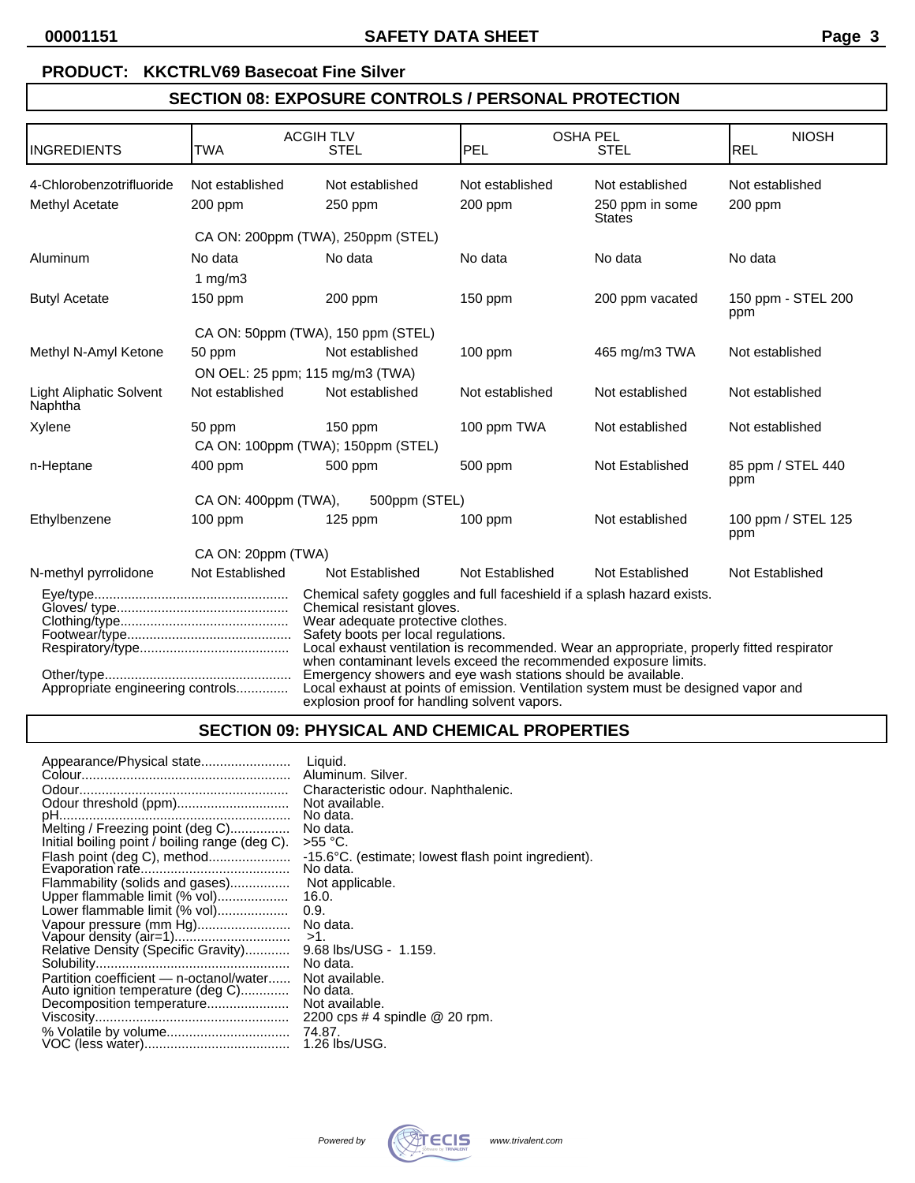**PRODUCT: KKCTRLV69 Basecoat Fine Silver**

## SECTION 08: EXPOSURE CONTROLS / PERSONAL PROTECTION

| INGREDIENTS | ACGIH TLV TWA | ACGIH TLV STEL | OSHA PEL PEL | OSHA PEL STEL | NIOSH REL |
|---|---|---|---|---|---|
| 4-Chlorobenzotrifluoride | Not established | Not established | Not established | Not established | Not established |
| Methyl Acetate | 200 ppm | 250 ppm | 200 ppm | 250 ppm in some States | 200 ppm |
| | CA ON: 200ppm (TWA), 250ppm (STEL) | | | | |
| Aluminum | No data | No data | No data | No data | No data |
| | 1 mg/m3 | | | | |
| Butyl Acetate | 150 ppm | 200 ppm | 150 ppm | 200 ppm vacated | 150 ppm - STEL 200 ppm |
| | CA ON: 50ppm (TWA), 150 ppm (STEL) | | | | |
| Methyl N-Amyl Ketone | 50 ppm | Not established | 100 ppm | 465 mg/m3 TWA | Not established |
| | ON OEL: 25 ppm; 115 mg/m3 (TWA) | | | | |
| Light Aliphatic Solvent Naphtha | Not established | Not established | Not established | Not established | Not established |
| Xylene | 50 ppm | 150 ppm | 100 ppm TWA | Not established | Not established |
| | CA ON: 100ppm (TWA); 150ppm (STEL) | | | | |
| n-Heptane | 400 ppm | 500 ppm | 500 ppm | Not Established | 85 ppm / STEL 440 ppm |
| | CA ON: 400ppm (TWA), | 500ppm (STEL) | | | |
| Ethylbenzene | 100 ppm | 125 ppm | 100 ppm | Not established | 100 ppm / STEL 125 ppm |
| | CA ON: 20ppm (TWA) | | | | |
| N-methyl pyrrolidone | Not Established | Not Established | Not Established | Not Established | Not Established |

Eye/type.................................................... Chemical safety goggles and full faceshield if a splash hazard exists.
Gloves/ type.............................................. Chemical resistant gloves.
Clothing/type............................................. Wear adequate protective clothes.
Footwear/type............................................ Safety boots per local regulations.
Respiratory/type........................................ Local exhaust ventilation is recommended. Wear an appropriate, properly fitted respirator when contaminant levels exceed the recommended exposure limits.
Other/type.................................................. Emergency showers and eye wash stations should be available.
Appropriate engineering controls.............. Local exhaust at points of emission. Ventilation system must be designed vapor and explosion proof for handling solvent vapors.

## SECTION 09: PHYSICAL AND CHEMICAL PROPERTIES

Appearance/Physical state........................ Liquid.
Colour........................................................ Aluminum. Silver.
Odour......................................................... Characteristic odour. Naphthalenic.
Odour threshold (ppm).............................. Not available.
pH.............................................................. No data.
Melting / Freezing point (deg C)................ No data.
Initial boiling point / boiling range (deg C). >55 °C.
Flash point (deg C), method...................... -15.6°C. (estimate; lowest flash point ingredient).
Evaporation rate........................................ No data.
Flammability (solids and gases)................ Not applicable.
Upper flammable limit (% vol)................... 16.0.
Lower flammable limit (% vol)................... 0.9.
Vapour pressure (mm Hg)......................... No data.
Vapour density (air=1)............................... >1.
Relative Density (Specific Gravity)............ 9.68 lbs/USG - 1.159.
Solubility.................................................... No data.
Partition coefficient — n-octanol/water...... Not available.
Auto ignition temperature (deg C)............. No data.
Decomposition temperature...................... Not available.
Viscosity.................................................... 2200 cps # 4 spindle @ 20 rpm.
% Volatile by volume................................. 74.87.
VOC (less water)........................................ 1.26 lbs/USG.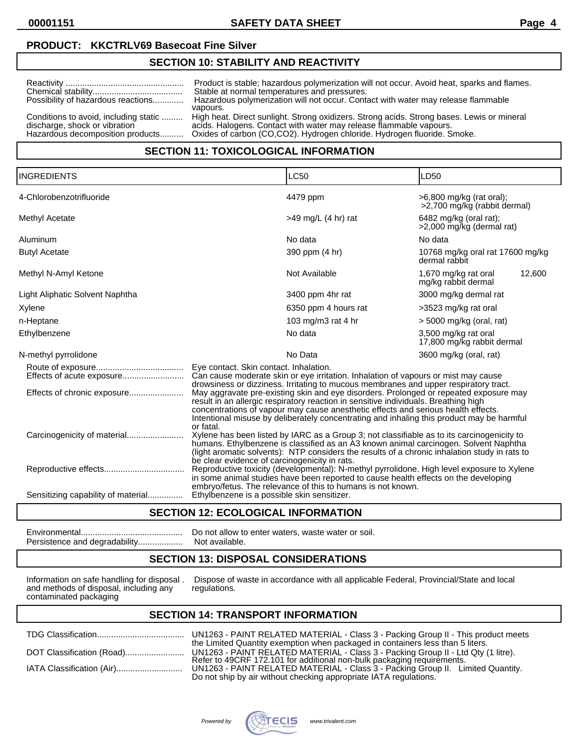**PRODUCT: KKCTRLV69 Basecoat Fine Silver**

## SECTION 10: STABILITY AND REACTIVITY

Reactivity .................................................. Product is stable; hazardous polymerization will not occur. Avoid heat, sparks and flames.

Chemical stability...................................... Stable at normal temperatures and pressures.

Possibility of hazardous reactions............. Hazardous polymerization will not occur. Contact with water may release flammable vapours.

Conditions to avoid, including static discharge, shock or vibration ......... High heat. Direct sunlight. Strong oxidizers. Strong acids. Strong bases. Lewis or mineral acids. Halogens. Contact with water may release flammable vapours.

Hazardous decomposition products.......... Oxides of carbon (CO,CO2). Hydrogen chloride. Hydrogen fluoride. Smoke.

## SECTION 11: TOXICOLOGICAL INFORMATION

| INGREDIENTS | LC50 | LD50 |
|---|---|---|
| 4-Chlorobenzotrifluoride | 4479 ppm | >6,800 mg/kg (rat oral); >2,700 mg/kg (rabbit dermal) |
| Methyl Acetate | >49 mg/L (4 hr) rat | 6482 mg/kg (oral rat); >2,000 mg/kg (dermal rat) |
| Aluminum | No data | No data |
| Butyl Acetate | 390 ppm (4 hr) | 10768 mg/kg oral rat 17600 mg/kg dermal rabbit |
| Methyl N-Amyl Ketone | Not Available | 1,670 mg/kg rat oral 12,600 mg/kg rabbit dermal |
| Light Aliphatic Solvent Naphtha | 3400 ppm 4hr rat | 3000 mg/kg dermal rat |
| Xylene | 6350 ppm 4 hours rat | >3523 mg/kg rat oral |
| n-Heptane | 103 mg/m3 rat 4 hr | > 5000 mg/kg (oral, rat) |
| Ethylbenzene | No data | 3,500 mg/kg rat oral 17,800 mg/kg rabbit dermal |
| N-methyl pyrrolidone | No Data | 3600 mg/kg (oral, rat) |

Route of exposure..................................... Eye contact. Skin contact. Inhalation.

Effects of acute exposure.......................... Can cause moderate skin or eye irritation. Inhalation of vapours or mist may cause drowsiness or dizziness. Irritating to mucous membranes and upper respiratory tract.

Effects of chronic exposure....................... May aggravate pre-existing skin and eye disorders. Prolonged or repeated exposure may result in an allergic respiratory reaction in sensitive individuals. Breathing high concentrations of vapour may cause anesthetic effects and serious health effects. Intentional misuse by deliberately concentrating and inhaling this product may be harmful or fatal.

Carcinogenicity of material........................ Xylene has been listed by IARC as a Group 3; not classifiable as to its carcinogenicity to humans. Ethylbenzene is classified as an A3 known animal carcinogen. Solvent Naphtha (light aromatic solvents): NTP considers the results of a chronic inhalation study in rats to be clear evidence of carcinogenicity in rats.

Reproductive effects.................................. Reproductive toxicity (developmental): N-methyl pyrrolidone. High level exposure to Xylene in some animal studies have been reported to cause health effects on the developing embryo/fetus. The relevance of this to humans is not known.

Sensitizing capability of material............... Ethylbenzene is a possible skin sensitizer.

## SECTION 12: ECOLOGICAL INFORMATION

Environmental........................................... Do not allow to enter waters, waste water or soil.

Persistence and degradability................... Not available.

## SECTION 13: DISPOSAL CONSIDERATIONS

Information on safe handling for disposal and methods of disposal, including any contaminated packaging . Dispose of waste in accordance with all applicable Federal, Provincial/State and local regulations.

## SECTION 14: TRANSPORT INFORMATION

TDG Classification..................................... UN1263 - PAINT RELATED MATERIAL - Class 3 - Packing Group II - This product meets the Limited Quantity exemption when packaged in containers less than 5 liters.

DOT Classification (Road).......................... UN1263 - PAINT RELATED MATERIAL - Class 3 - Packing Group II - Ltd Qty (1 litre). Refer to 49CRF 172.101 for additional non-bulk packaging requirements.

IATA Classification (Air)............................ UN1263 - PAINT RELATED MATERIAL - Class 3 - Packing Group II. Limited Quantity. Do not ship by air without checking appropriate IATA regulations.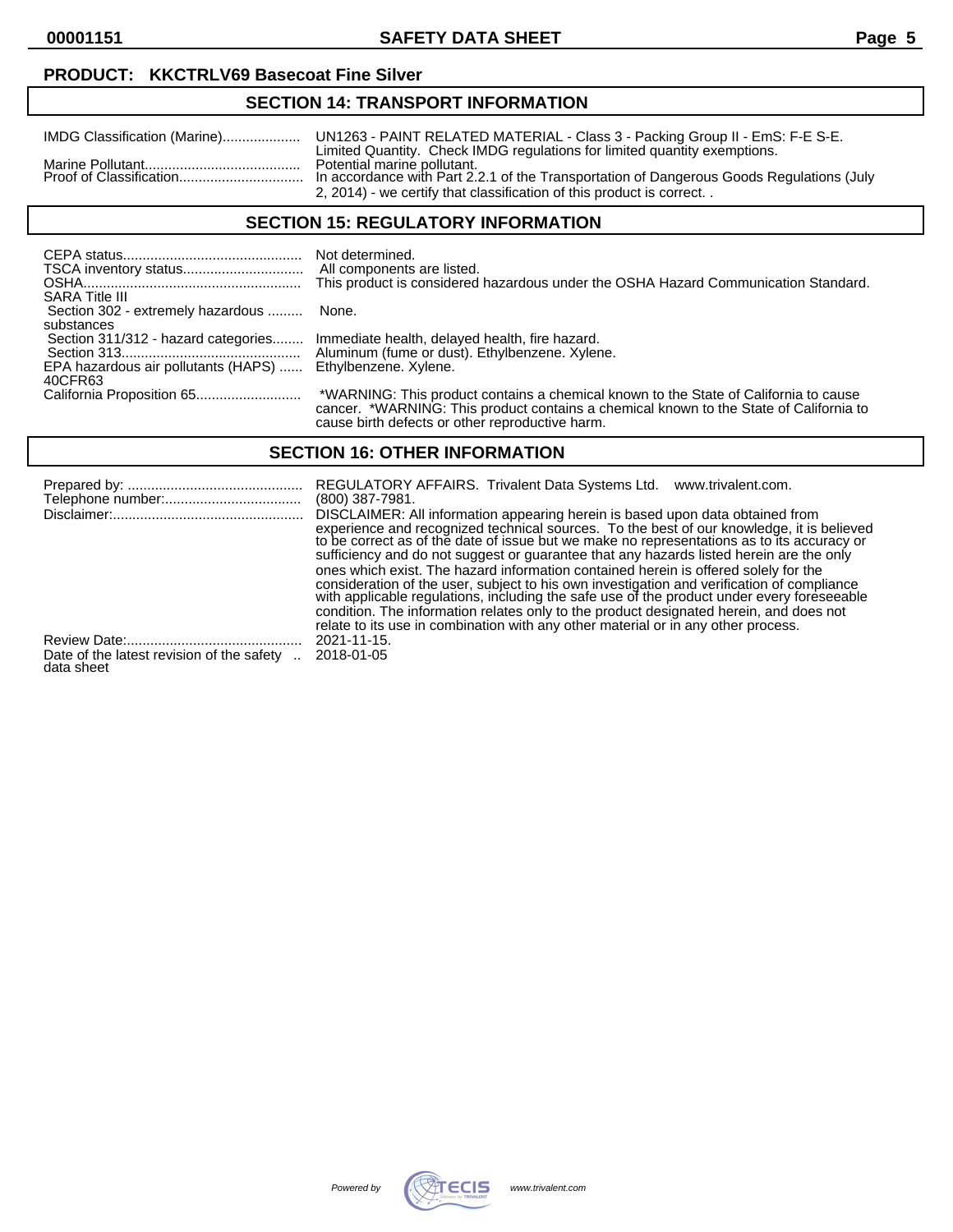**PRODUCT: KKCTRLV69 Basecoat Fine Silver**

## SECTION 14: TRANSPORT INFORMATION

| | |
|---|---|
| IMDG Classification (Marine) | UN1263 - PAINT RELATED MATERIAL - Class 3 - Packing Group II - EmS: F-E S-E. Limited Quantity. Check IMDG regulations for limited quantity exemptions. |
| Marine Pollutant | Potential marine pollutant. |
| Proof of Classification | In accordance with Part 2.2.1 of the Transportation of Dangerous Goods Regulations (July 2, 2014) - we certify that classification of this product is correct. . |

## SECTION 15: REGULATORY INFORMATION

| | |
|---|---|
| CEPA status | Not determined. |
| TSCA inventory status | All components are listed. |
| OSHA | This product is considered hazardous under the OSHA Hazard Communication Standard. |
| SARA Title III | |
| Section 302 - extremely hazardous substances | None. |
| Section 311/312 - hazard categories | Immediate health, delayed health, fire hazard. |
| Section 313 | Aluminum (fume or dust). Ethylbenzene. Xylene. |
| EPA hazardous air pollutants (HAPS) 40CFR63 | Ethylbenzene. Xylene. |
| California Proposition 65 | *WARNING: This product contains a chemical known to the State of California to cause cancer. *WARNING: This product contains a chemical known to the State of California to cause birth defects or other reproductive harm. |

## SECTION 16: OTHER INFORMATION

| | |
|---|---|
| Prepared by: | REGULATORY AFFAIRS. Trivalent Data Systems Ltd. www.trivalent.com. |
| Telephone number: | (800) 387-7981. |
| Disclaimer: | DISCLAIMER: All information appearing herein is based upon data obtained from experience and recognized technical sources. To the best of our knowledge, it is believed to be correct as of the date of issue but we make no representations as to its accuracy or sufficiency and do not suggest or guarantee that any hazards listed herein are the only ones which exist. The hazard information contained herein is offered solely for the consideration of the user, subject to his own investigation and verification of compliance with applicable regulations, including the safe use of the product under every foreseeable condition. The information relates only to the product designated herein, and does not relate to its use in combination with any other material or in any other process. |
| Review Date: | 2021-11-15. |
| Date of the latest revision of the safety data sheet | 2018-01-05 |